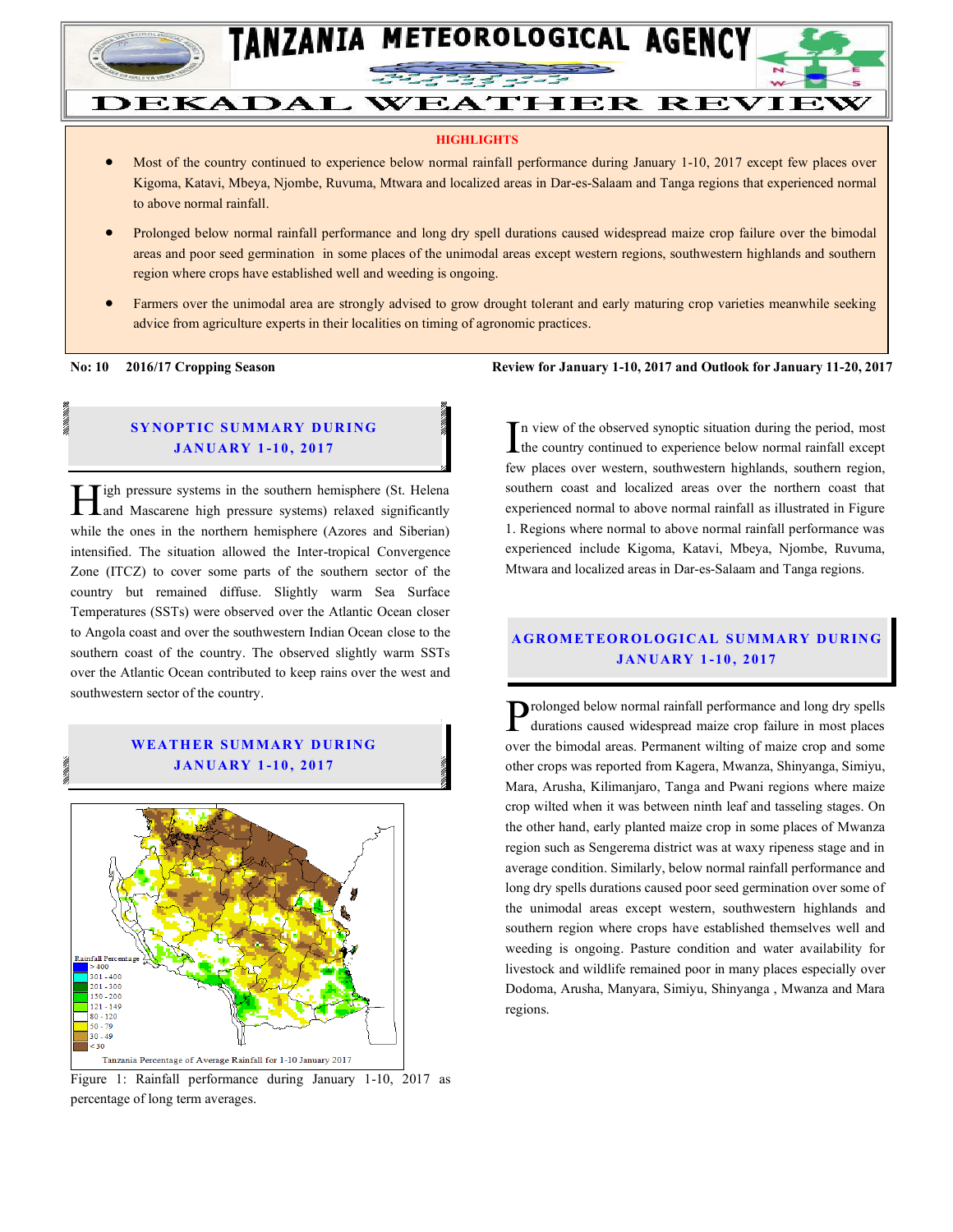# TANZANIA METEOROLOGICAL AGENCY

## DEKADAL WEATHER REVIEW

**HIGHLIGHTS**

- Most of the country continued to experience below normal rainfall performance during January 1-10, 2017 except few places over Kigoma, Katavi, Mbeya, Njombe, Ruvuma, Mtwara and localized areas in Dar-es-Salaam and Tanga regions that experienced normal to above normal rainfall.
- Prolonged below normal rainfall performance and long dry spell durations caused widespread maize crop failure over the bimodal areas and poor seed germination in some places of the unimodal areas except western regions, southwestern highlands and southern region where crops have established well and weeding is ongoing.
- Farmers over the unimodal area are strongly advised to grow drought tolerant and early maturing crop varieties meanwhile seeking advice from agriculture experts in their localities on timing of agronomic practices.

**No: 10 2016/17 Cropping Season**

**Review for January 1-10, 2017 and Outlook for January 11-20, 2017**

### SYNOPTIC SUMMARY DURING JANUARY 1-10, 2017

High pressure systems in the southern hemisphere (St. Helena and Mascarene high pressure systems) relaxed significantly while the ones in the northern hemisphere (Azores and Siberian) intensified. The situation allowed the Inter-tropical Convergence Zone (ITCZ) to cover some parts of the southern sector of the country but remained diffuse. Slightly warm Sea Surface Temperatures (SSTs) were observed over the Atlantic Ocean closer to Angola coast and over the southwestern Indian Ocean close to the southern coast of the country. The observed slightly warm SSTs over the Atlantic Ocean contributed to keep rains over the west and southwestern sector of the country.

### WEATHER SUMMARY DURING JANUARY 1-10, 2017

Rainfall Percentage
- > 400
- 301 - 400
- 201 - 300
- 150 - 200
- 121 - 149
- 80 - 120
- 50 - 79
- 30 - 49
- < 30

Tanzania Percentage of Average Rainfall for 1-10 January 2017

Figure 1: Rainfall performance during January 1-10, 2017 as percentage of long term averages.

In view of the observed synoptic situation during the period, most the country continued to experience below normal rainfall except few places over western, southwestern highlands, southern region, southern coast and localized areas over the northern coast that experienced normal to above normal rainfall as illustrated in Figure 1. Regions where normal to above normal rainfall performance was experienced include Kigoma, Katavi, Mbeya, Njombe, Ruvuma, Mtwara and localized areas in Dar-es-Salaam and Tanga regions.

### AGROMETEOROLOGICAL SUMMARY DURING JANUARY 1-10, 2017

Prolonged below normal rainfall performance and long dry spells durations caused widespread maize crop failure in most places over the bimodal areas. Permanent wilting of maize crop and some other crops was reported from Kagera, Mwanza, Shinyanga, Simiyu, Mara, Arusha, Kilimanjaro, Tanga and Pwani regions where maize crop wilted when it was between ninth leaf and tasseling stages. On the other hand, early planted maize crop in some places of Mwanza region such as Sengerema district was at waxy ripeness stage and in average condition. Similarly, below normal rainfall performance and long dry spells durations caused poor seed germination over some of the unimodal areas except western, southwestern highlands and southern region where crops have established themselves well and weeding is ongoing. Pasture condition and water availability for livestock and wildlife remained poor in many places especially over Dodoma, Arusha, Manyara, Simiyu, Shinyanga , Mwanza and Mara regions.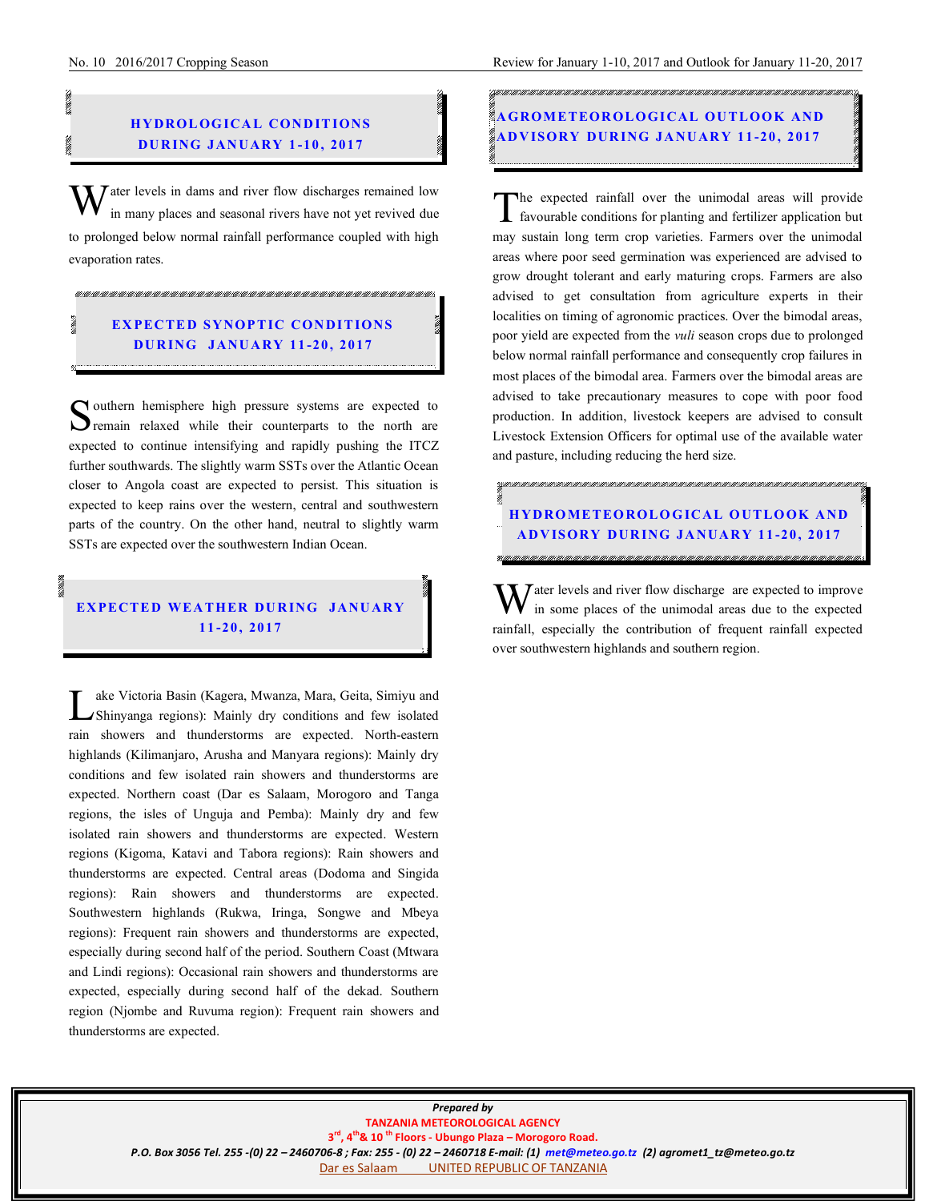## HYDROLOGICAL CONDITIONS DURING JANUARY 1-10, 2017

Water levels in dams and river flow discharges remained low in many places and seasonal rivers have not yet revived due to prolonged below normal rainfall performance coupled with high evaporation rates.

## EXPECTED SYNOPTIC CONDITIONS DURING JANUARY 11-20, 2017

Southern hemisphere high pressure systems are expected to remain relaxed while their counterparts to the north are expected to continue intensifying and rapidly pushing the ITCZ further southwards. The slightly warm SSTs over the Atlantic Ocean closer to Angola coast are expected to persist. This situation is expected to keep rains over the western, central and southwestern parts of the country. On the other hand, neutral to slightly warm SSTs are expected over the southwestern Indian Ocean.

## EXPECTED WEATHER DURING JANUARY 11-20, 2017

Lake Victoria Basin (Kagera, Mwanza, Mara, Geita, Simiyu and Shinyanga regions): Mainly dry conditions and few isolated rain showers and thunderstorms are expected. North-eastern highlands (Kilimanjaro, Arusha and Manyara regions): Mainly dry conditions and few isolated rain showers and thunderstorms are expected. Northern coast (Dar es Salaam, Morogoro and Tanga regions, the isles of Unguja and Pemba): Mainly dry and few isolated rain showers and thunderstorms are expected. Western regions (Kigoma, Katavi and Tabora regions): Rain showers and thunderstorms are expected. Central areas (Dodoma and Singida regions): Rain showers and thunderstorms are expected. Southwestern highlands (Rukwa, Iringa, Songwe and Mbeya regions): Frequent rain showers and thunderstorms are expected, especially during second half of the period. Southern Coast (Mtwara and Lindi regions): Occasional rain showers and thunderstorms are expected, especially during second half of the dekad. Southern region (Njombe and Ruvuma region): Frequent rain showers and thunderstorms are expected.

## AGROMETEOROLOGICAL OUTLOOK AND ADVISORY DURING JANUARY 11-20, 2017

The expected rainfall over the unimodal areas will provide favourable conditions for planting and fertilizer application but may sustain long term crop varieties. Farmers over the unimodal areas where poor seed germination was experienced are advised to grow drought tolerant and early maturing crops. Farmers are also advised to get consultation from agriculture experts in their localities on timing of agronomic practices. Over the bimodal areas, poor yield are expected from the *vuli* season crops due to prolonged below normal rainfall performance and consequently crop failures in most places of the bimodal area. Farmers over the bimodal areas are advised to take precautionary measures to cope with poor food production. In addition, livestock keepers are advised to consult Livestock Extension Officers for optimal use of the available water and pasture, including reducing the herd size.

## HYDROMETEOROLOGICAL OUTLOOK AND ADVISORY DURING JANUARY 11-20, 2017

Water levels and river flow discharge are expected to improve in some places of the unimodal areas due to the expected rainfall, especially the contribution of frequent rainfall expected over southwestern highlands and southern region.

*Prepared by*
**TANZANIA METEOROLOGICAL AGENCY**
**3rd, 4th & 10th Floors - Ubungo Plaza – Morogoro Road.**
*P.O. Box 3056 Tel. 255 -(0) 22 – 2460706-8 ; Fax: 255 - (0) 22 – 2460718 E-mail: (1) met@meteo.go.tz (2) agromet1_tz@meteo.go.tz*
Dar es Salaam UNITED REPUBLIC OF TANZANIA